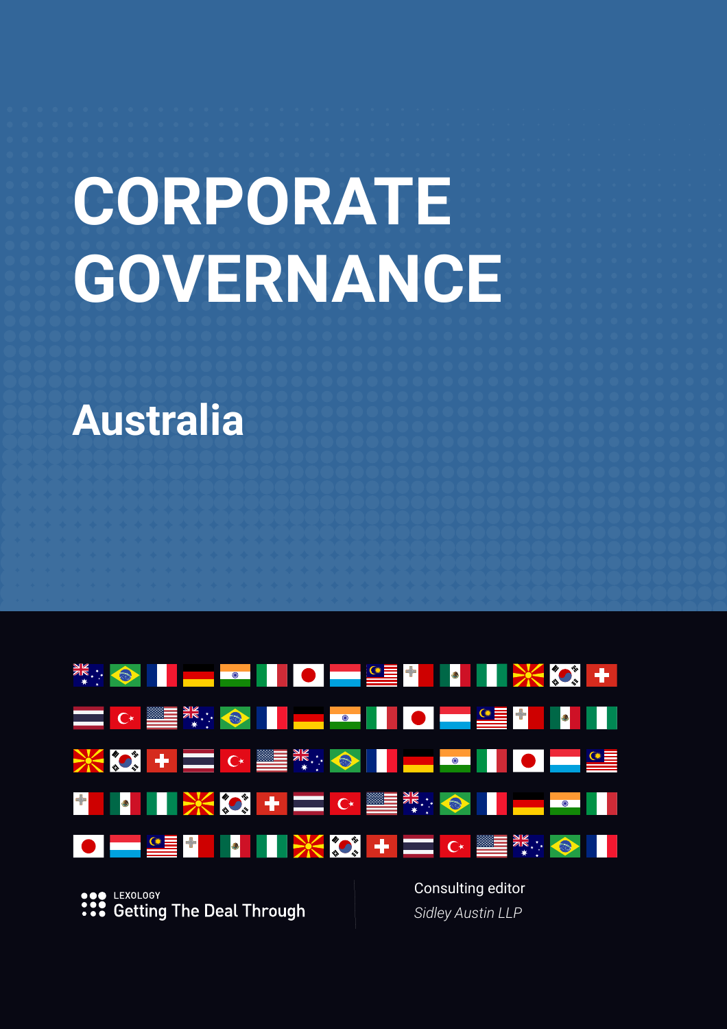# CORPORATE GOVERNANCE

## Australia

LEXOLOGY

Getting The Deal Through

Consulting editor

*Sidley Austin LLP*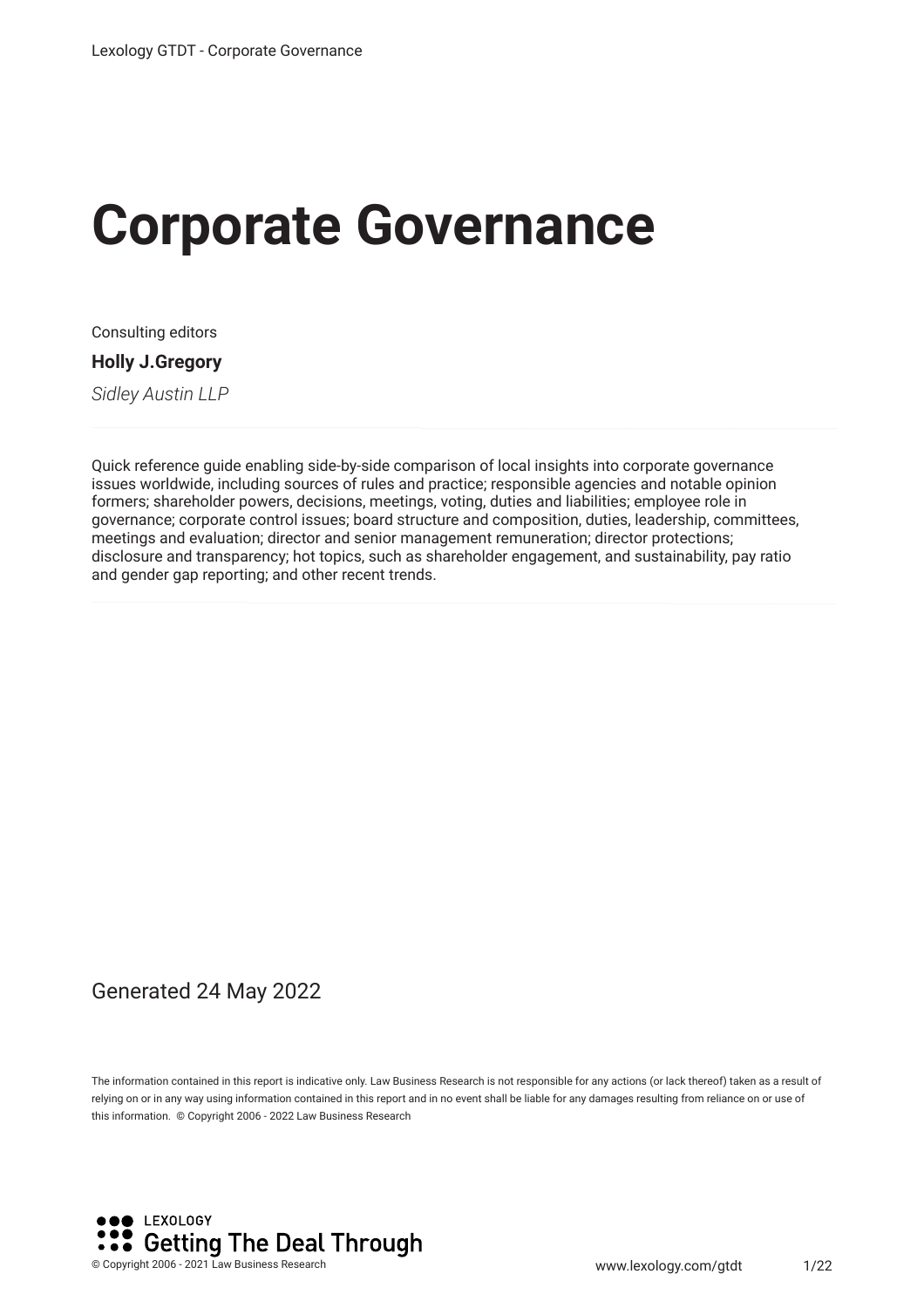# Corporate Governance

Consulting editors

**Holly J.Gregory**

*Sidley Austin LLP*

Quick reference guide enabling side-by-side comparison of local insights into corporate governance issues worldwide, including sources of rules and practice; responsible agencies and notable opinion formers; shareholder powers, decisions, meetings, voting, duties and liabilities; employee role in governance; corporate control issues; board structure and composition, duties, leadership, committees, meetings and evaluation; director and senior management remuneration; director protections; disclosure and transparency; hot topics, such as shareholder engagement, and sustainability, pay ratio and gender gap reporting; and other recent trends.

Generated 24 May 2022

The information contained in this report is indicative only. Law Business Research is not responsible for any actions (or lack thereof) taken as a result of relying on or in any way using information contained in this report and in no event shall be liable for any damages resulting from reliance on or use of this information. © Copyright 2006 - 2022 Law Business Research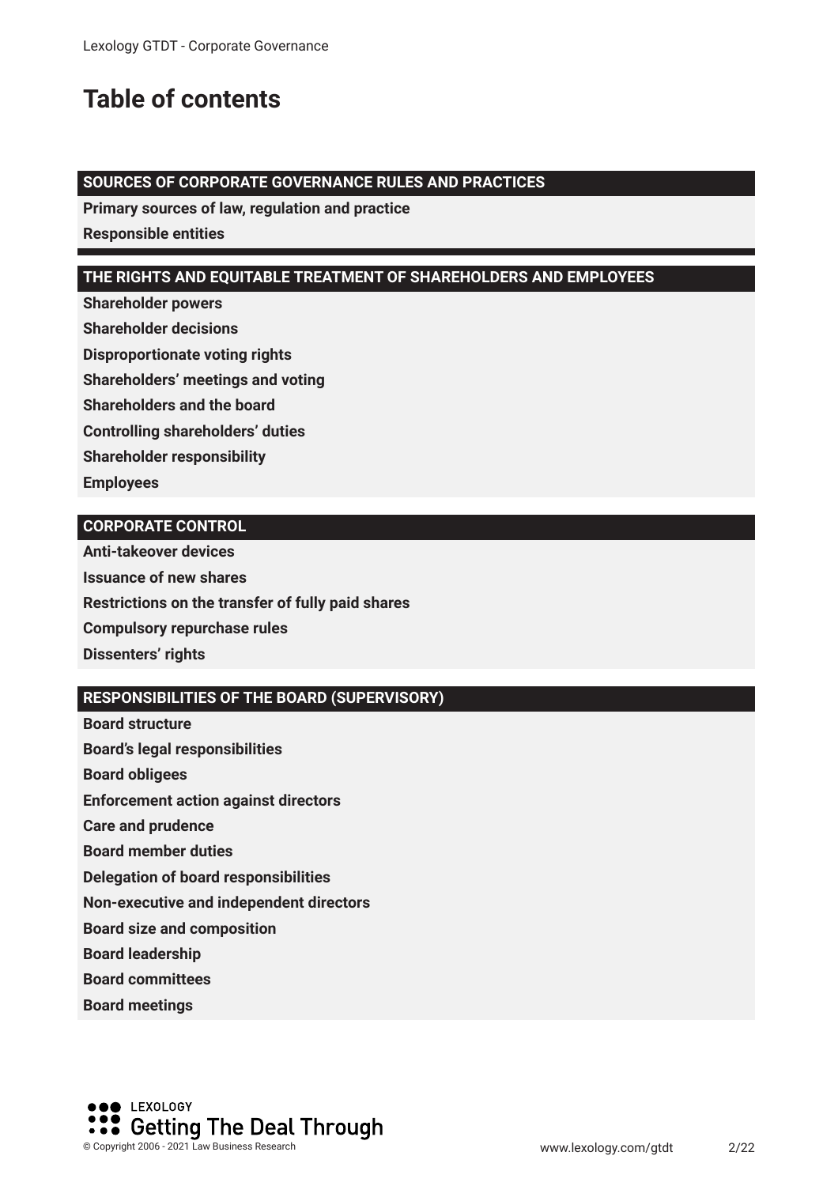# Table of contents

**SOURCES OF CORPORATE GOVERNANCE RULES AND PRACTICES**

**Primary sources of law, regulation and practice**

**Responsible entities**

**THE RIGHTS AND EQUITABLE TREATMENT OF SHAREHOLDERS AND EMPLOYEES**

**Shareholder powers**

**Shareholder decisions**

**Disproportionate voting rights**

**Shareholders' meetings and voting**

**Shareholders and the board**

**Controlling shareholders' duties**

**Shareholder responsibility**

**Employees**

**CORPORATE CONTROL**

**Anti-takeover devices**

**Issuance of new shares**

**Restrictions on the transfer of fully paid shares**

**Compulsory repurchase rules**

**Dissenters' rights**

**RESPONSIBILITIES OF THE BOARD (SUPERVISORY)**

**Board structure**

**Board's legal responsibilities**

**Board obligees**

**Enforcement action against directors**

**Care and prudence**

**Board member duties**

**Delegation of board responsibilities**

**Non-executive and independent directors**

**Board size and composition**

**Board leadership**

**Board committees**

**Board meetings**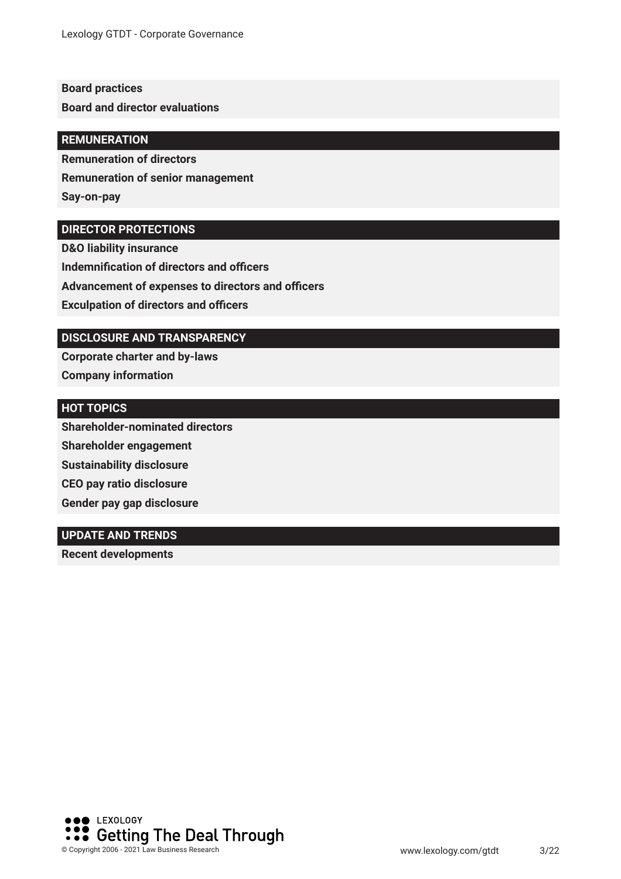**Board practices**

**Board and director evaluations**

## REMUNERATION

**Remuneration of directors**

**Remuneration of senior management**

**Say-on-pay**

## DIRECTOR PROTECTIONS

**D&O liability insurance**

**Indemnification of directors and officers**

**Advancement of expenses to directors and officers**

**Exculpation of directors and officers**

## DISCLOSURE AND TRANSPARENCY

**Corporate charter and by-laws**

**Company information**

## HOT TOPICS

**Shareholder-nominated directors**

**Shareholder engagement**

**Sustainability disclosure**

**CEO pay ratio disclosure**

**Gender pay gap disclosure**

## UPDATE AND TRENDS

**Recent developments**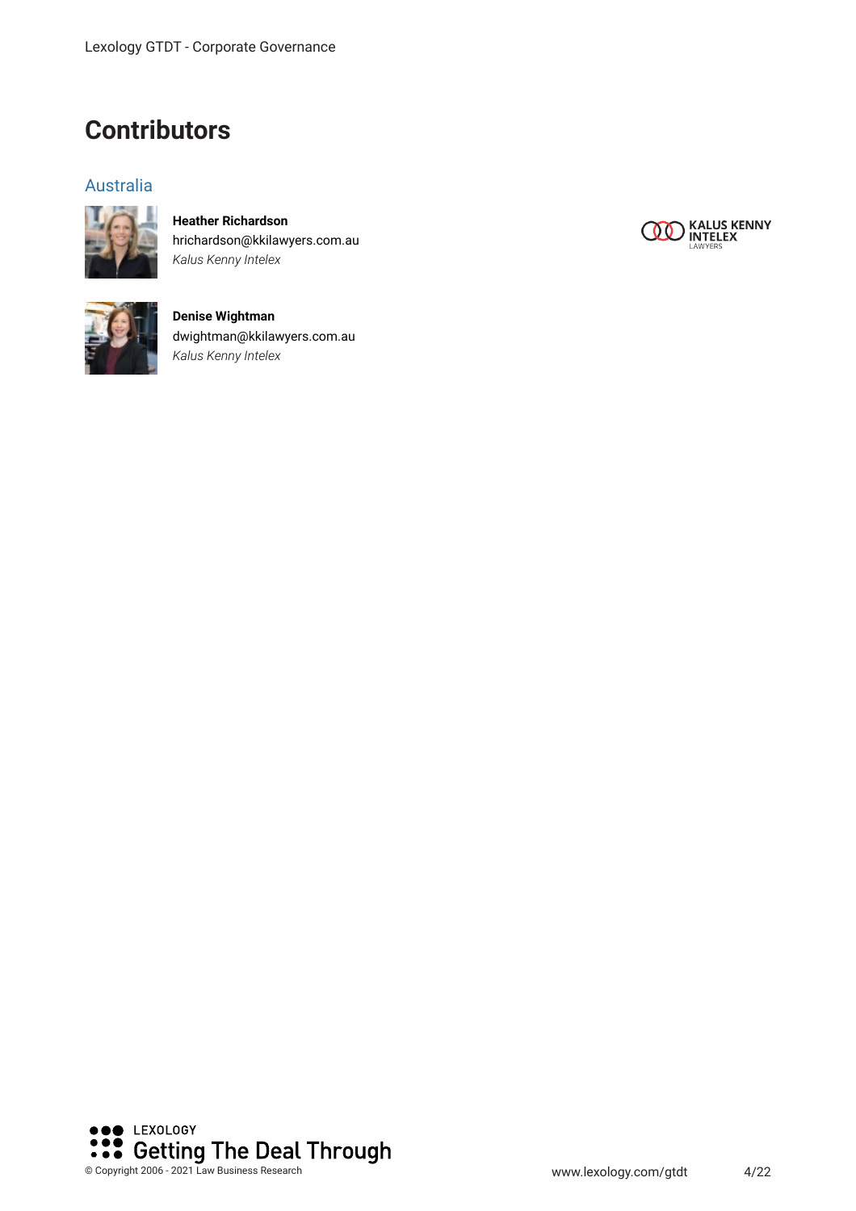# Contributors

## Australia

**Heather Richardson**
hrichardson@kkilawyers.com.au
*Kalus Kenny Intelex*

**Denise Wightman**
dwightman@kkilawyers.com.au
*Kalus Kenny Intelex*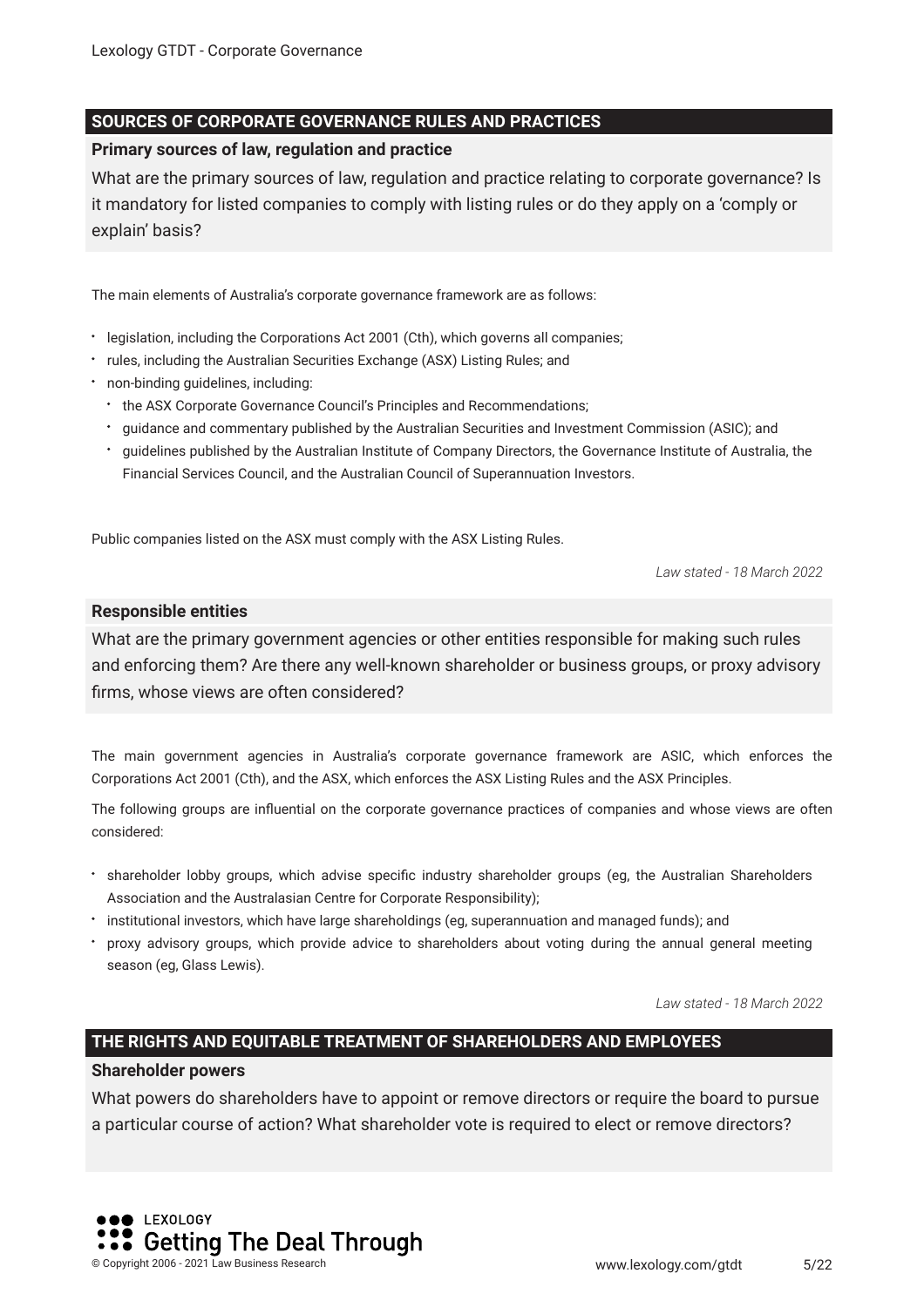## SOURCES OF CORPORATE GOVERNANCE RULES AND PRACTICES

### Primary sources of law, regulation and practice

What are the primary sources of law, regulation and practice relating to corporate governance? Is it mandatory for listed companies to comply with listing rules or do they apply on a 'comply or explain' basis?

The main elements of Australia's corporate governance framework are as follows:

- legislation, including the Corporations Act 2001 (Cth), which governs all companies;
- rules, including the Australian Securities Exchange (ASX) Listing Rules; and
- non-binding guidelines, including:
  - the ASX Corporate Governance Council's Principles and Recommendations;
  - guidance and commentary published by the Australian Securities and Investment Commission (ASIC); and
  - guidelines published by the Australian Institute of Company Directors, the Governance Institute of Australia, the Financial Services Council, and the Australian Council of Superannuation Investors.

Public companies listed on the ASX must comply with the ASX Listing Rules.

*Law stated - 18 March 2022*

### Responsible entities

What are the primary government agencies or other entities responsible for making such rules and enforcing them? Are there any well-known shareholder or business groups, or proxy advisory firms, whose views are often considered?

The main government agencies in Australia's corporate governance framework are ASIC, which enforces the Corporations Act 2001 (Cth), and the ASX, which enforces the ASX Listing Rules and the ASX Principles.

The following groups are influential on the corporate governance practices of companies and whose views are often considered:

- shareholder lobby groups, which advise specific industry shareholder groups (eg, the Australian Shareholders Association and the Australasian Centre for Corporate Responsibility);
- institutional investors, which have large shareholdings (eg, superannuation and managed funds); and
- proxy advisory groups, which provide advice to shareholders about voting during the annual general meeting season (eg, Glass Lewis).

*Law stated - 18 March 2022*

## THE RIGHTS AND EQUITABLE TREATMENT OF SHAREHOLDERS AND EMPLOYEES

### Shareholder powers

What powers do shareholders have to appoint or remove directors or require the board to pursue a particular course of action? What shareholder vote is required to elect or remove directors?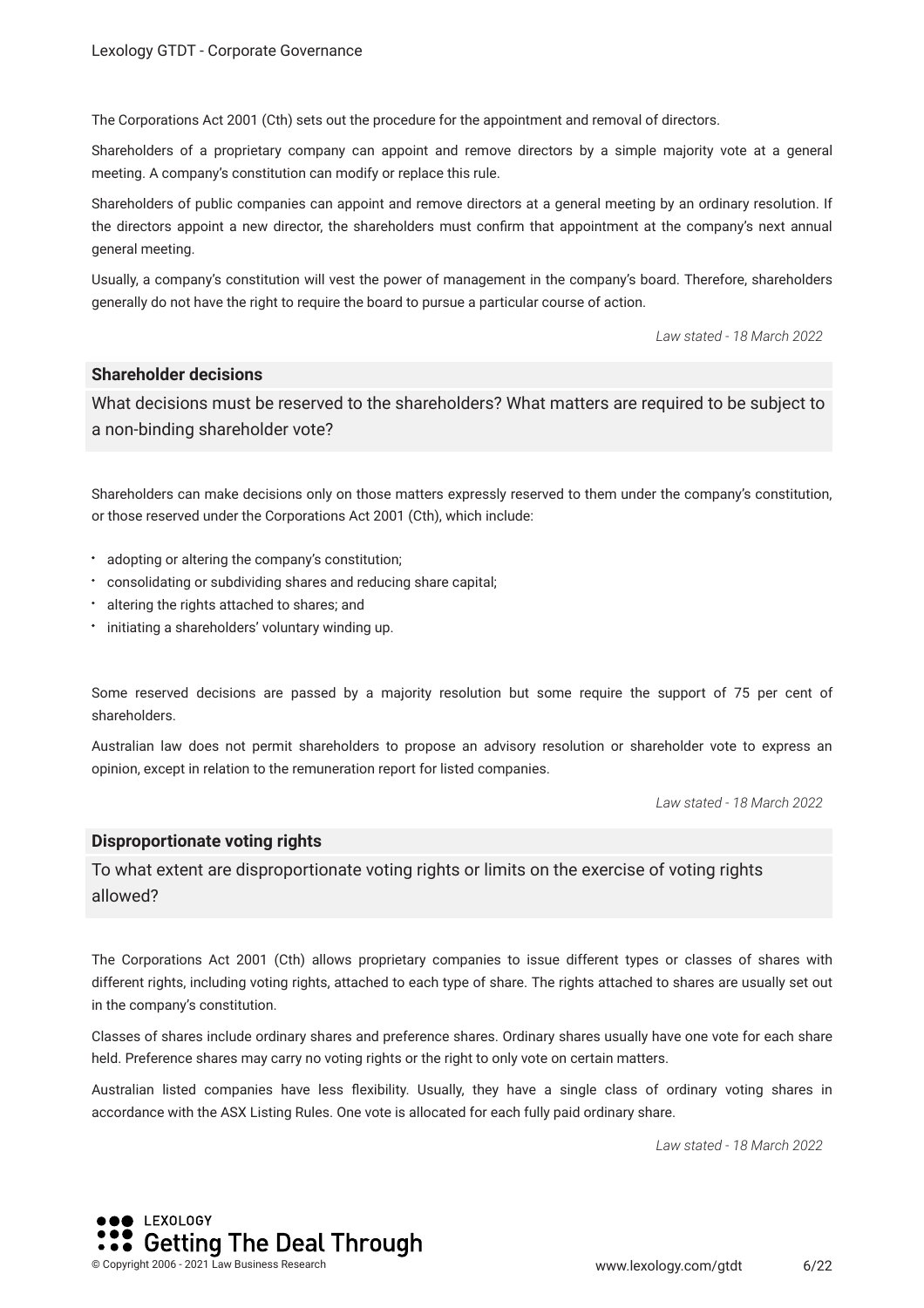The Corporations Act 2001 (Cth) sets out the procedure for the appointment and removal of directors.

Shareholders of a proprietary company can appoint and remove directors by a simple majority vote at a general meeting. A company's constitution can modify or replace this rule.

Shareholders of public companies can appoint and remove directors at a general meeting by an ordinary resolution. If the directors appoint a new director, the shareholders must confirm that appointment at the company's next annual general meeting.

Usually, a company's constitution will vest the power of management in the company's board. Therefore, shareholders generally do not have the right to require the board to pursue a particular course of action.

*Law stated - 18 March 2022*

## Shareholder decisions

What decisions must be reserved to the shareholders? What matters are required to be subject to a non-binding shareholder vote?

Shareholders can make decisions only on those matters expressly reserved to them under the company's constitution, or those reserved under the Corporations Act 2001 (Cth), which include:

- adopting or altering the company's constitution;
- consolidating or subdividing shares and reducing share capital;
- altering the rights attached to shares; and
- initiating a shareholders' voluntary winding up.

Some reserved decisions are passed by a majority resolution but some require the support of 75 per cent of shareholders.

Australian law does not permit shareholders to propose an advisory resolution or shareholder vote to express an opinion, except in relation to the remuneration report for listed companies.

*Law stated - 18 March 2022*

## Disproportionate voting rights

To what extent are disproportionate voting rights or limits on the exercise of voting rights allowed?

The Corporations Act 2001 (Cth) allows proprietary companies to issue different types or classes of shares with different rights, including voting rights, attached to each type of share. The rights attached to shares are usually set out in the company's constitution.

Classes of shares include ordinary shares and preference shares. Ordinary shares usually have one vote for each share held. Preference shares may carry no voting rights or the right to only vote on certain matters.

Australian listed companies have less flexibility. Usually, they have a single class of ordinary voting shares in accordance with the ASX Listing Rules. One vote is allocated for each fully paid ordinary share.

*Law stated - 18 March 2022*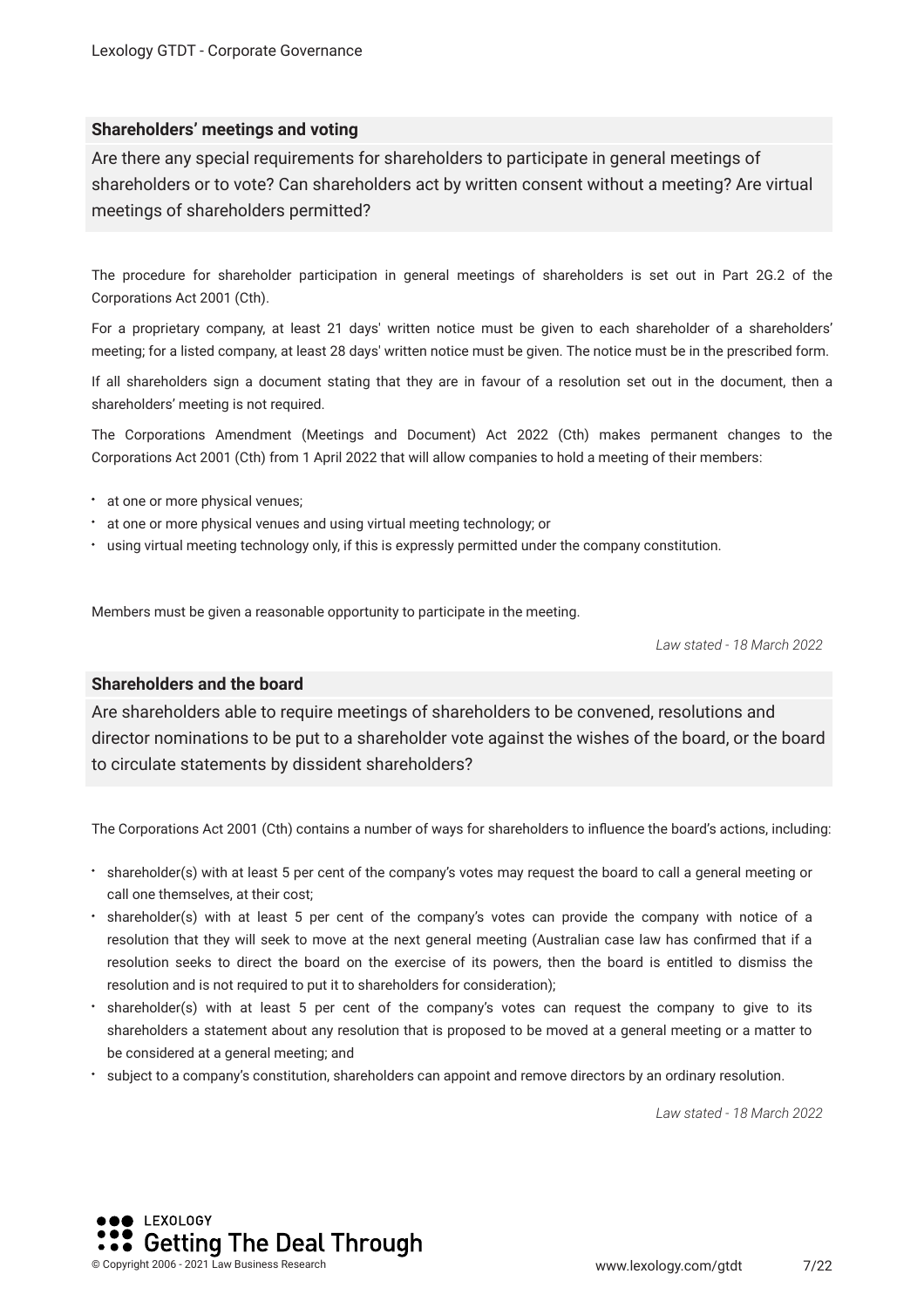### Shareholders' meetings and voting

Are there any special requirements for shareholders to participate in general meetings of shareholders or to vote? Can shareholders act by written consent without a meeting? Are virtual meetings of shareholders permitted?

The procedure for shareholder participation in general meetings of shareholders is set out in Part 2G.2 of the Corporations Act 2001 (Cth).

For a proprietary company, at least 21 days' written notice must be given to each shareholder of a shareholders' meeting; for a listed company, at least 28 days' written notice must be given. The notice must be in the prescribed form.

If all shareholders sign a document stating that they are in favour of a resolution set out in the document, then a shareholders' meeting is not required.

The Corporations Amendment (Meetings and Document) Act 2022 (Cth) makes permanent changes to the Corporations Act 2001 (Cth) from 1 April 2022 that will allow companies to hold a meeting of their members:

- at one or more physical venues;
- at one or more physical venues and using virtual meeting technology; or
- using virtual meeting technology only, if this is expressly permitted under the company constitution.

Members must be given a reasonable opportunity to participate in the meeting.

*Law stated - 18 March 2022*

### Shareholders and the board

Are shareholders able to require meetings of shareholders to be convened, resolutions and director nominations to be put to a shareholder vote against the wishes of the board, or the board to circulate statements by dissident shareholders?

The Corporations Act 2001 (Cth) contains a number of ways for shareholders to influence the board's actions, including:

- shareholder(s) with at least 5 per cent of the company's votes may request the board to call a general meeting or call one themselves, at their cost;
- shareholder(s) with at least 5 per cent of the company's votes can provide the company with notice of a resolution that they will seek to move at the next general meeting (Australian case law has confirmed that if a resolution seeks to direct the board on the exercise of its powers, then the board is entitled to dismiss the resolution and is not required to put it to shareholders for consideration);
- shareholder(s) with at least 5 per cent of the company's votes can request the company to give to its shareholders a statement about any resolution that is proposed to be moved at a general meeting or a matter to be considered at a general meeting; and
- subject to a company's constitution, shareholders can appoint and remove directors by an ordinary resolution.

*Law stated - 18 March 2022*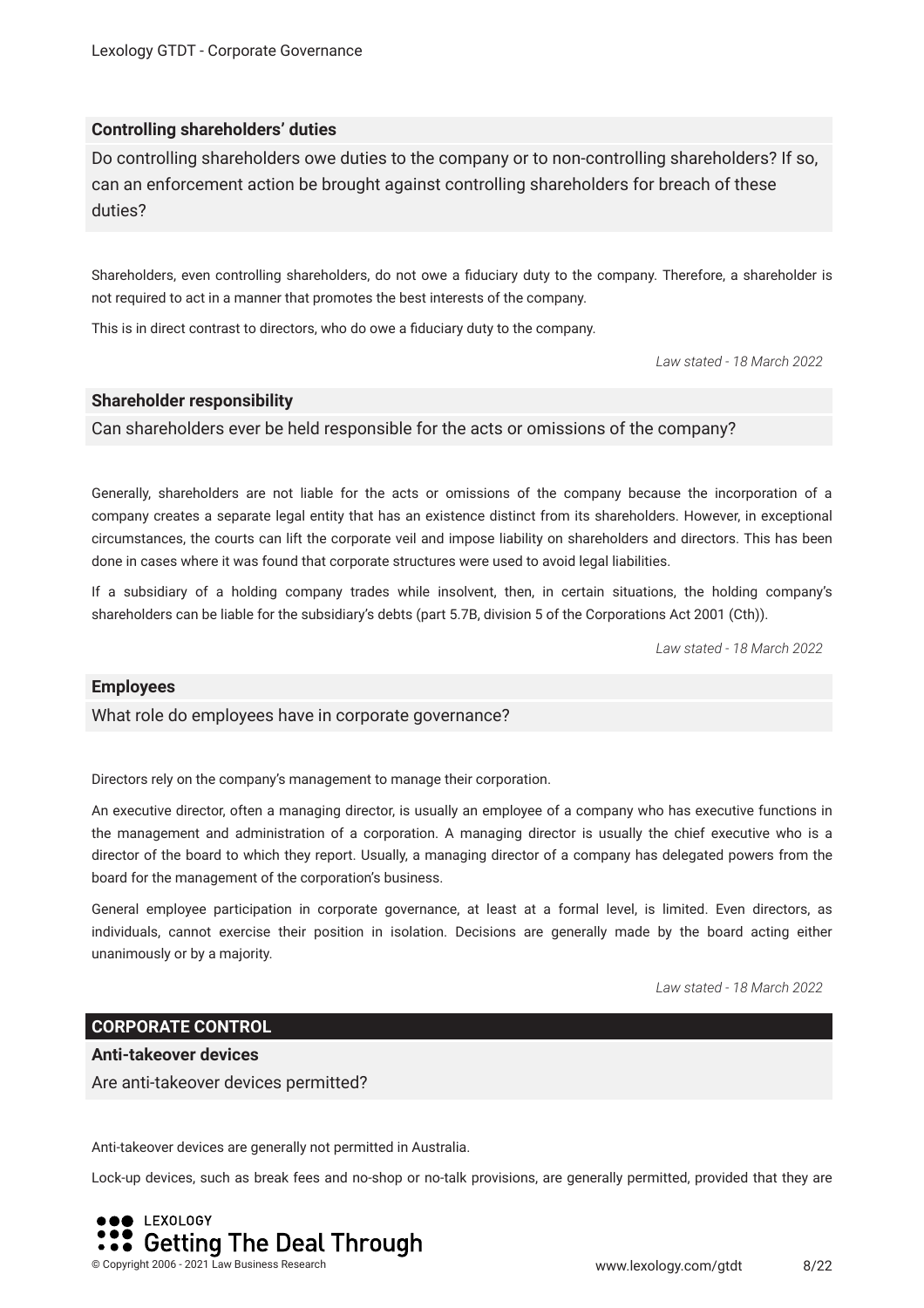### Controlling shareholders' duties

Do controlling shareholders owe duties to the company or to non-controlling shareholders? If so, can an enforcement action be brought against controlling shareholders for breach of these duties?

Shareholders, even controlling shareholders, do not owe a fiduciary duty to the company. Therefore, a shareholder is not required to act in a manner that promotes the best interests of the company.

This is in direct contrast to directors, who do owe a fiduciary duty to the company.

*Law stated - 18 March 2022*

### Shareholder responsibility

Can shareholders ever be held responsible for the acts or omissions of the company?

Generally, shareholders are not liable for the acts or omissions of the company because the incorporation of a company creates a separate legal entity that has an existence distinct from its shareholders. However, in exceptional circumstances, the courts can lift the corporate veil and impose liability on shareholders and directors. This has been done in cases where it was found that corporate structures were used to avoid legal liabilities.

If a subsidiary of a holding company trades while insolvent, then, in certain situations, the holding company's shareholders can be liable for the subsidiary's debts (part 5.7B, division 5 of the Corporations Act 2001 (Cth)).

*Law stated - 18 March 2022*

### Employees

What role do employees have in corporate governance?

Directors rely on the company's management to manage their corporation.

An executive director, often a managing director, is usually an employee of a company who has executive functions in the management and administration of a corporation. A managing director is usually the chief executive who is a director of the board to which they report. Usually, a managing director of a company has delegated powers from the board for the management of the corporation's business.

General employee participation in corporate governance, at least at a formal level, is limited. Even directors, as individuals, cannot exercise their position in isolation. Decisions are generally made by the board acting either unanimously or by a majority.

*Law stated - 18 March 2022*

## CORPORATE CONTROL

### Anti-takeover devices

Are anti-takeover devices permitted?

Anti-takeover devices are generally not permitted in Australia.

Lock-up devices, such as break fees and no-shop or no-talk provisions, are generally permitted, provided that they are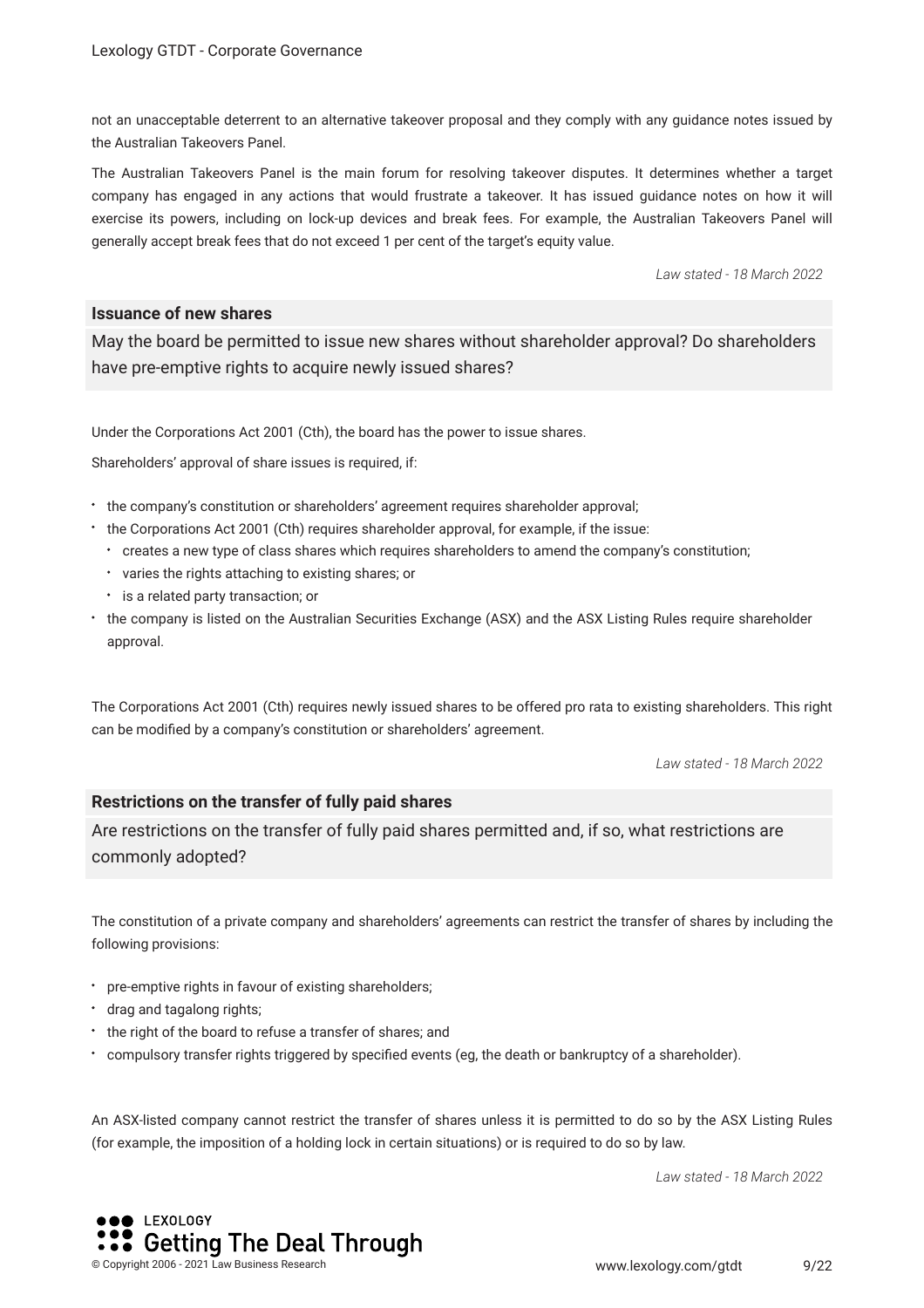not an unacceptable deterrent to an alternative takeover proposal and they comply with any guidance notes issued by the Australian Takeovers Panel.

The Australian Takeovers Panel is the main forum for resolving takeover disputes. It determines whether a target company has engaged in any actions that would frustrate a takeover. It has issued guidance notes on how it will exercise its powers, including on lock-up devices and break fees. For example, the Australian Takeovers Panel will generally accept break fees that do not exceed 1 per cent of the target's equity value.

*Law stated - 18 March 2022*

### Issuance of new shares

May the board be permitted to issue new shares without shareholder approval? Do shareholders have pre-emptive rights to acquire newly issued shares?

Under the Corporations Act 2001 (Cth), the board has the power to issue shares.

Shareholders' approval of share issues is required, if:

- the company's constitution or shareholders' agreement requires shareholder approval;
- the Corporations Act 2001 (Cth) requires shareholder approval, for example, if the issue:
  - creates a new type of class shares which requires shareholders to amend the company's constitution;
  - varies the rights attaching to existing shares; or
  - is a related party transaction; or
- the company is listed on the Australian Securities Exchange (ASX) and the ASX Listing Rules require shareholder approval.

The Corporations Act 2001 (Cth) requires newly issued shares to be offered pro rata to existing shareholders. This right can be modified by a company's constitution or shareholders' agreement.

*Law stated - 18 March 2022*

### Restrictions on the transfer of fully paid shares

Are restrictions on the transfer of fully paid shares permitted and, if so, what restrictions are commonly adopted?

The constitution of a private company and shareholders' agreements can restrict the transfer of shares by including the following provisions:

- pre-emptive rights in favour of existing shareholders;
- drag and tagalong rights;
- the right of the board to refuse a transfer of shares; and
- compulsory transfer rights triggered by specified events (eg, the death or bankruptcy of a shareholder).

An ASX-listed company cannot restrict the transfer of shares unless it is permitted to do so by the ASX Listing Rules (for example, the imposition of a holding lock in certain situations) or is required to do so by law.

*Law stated - 18 March 2022*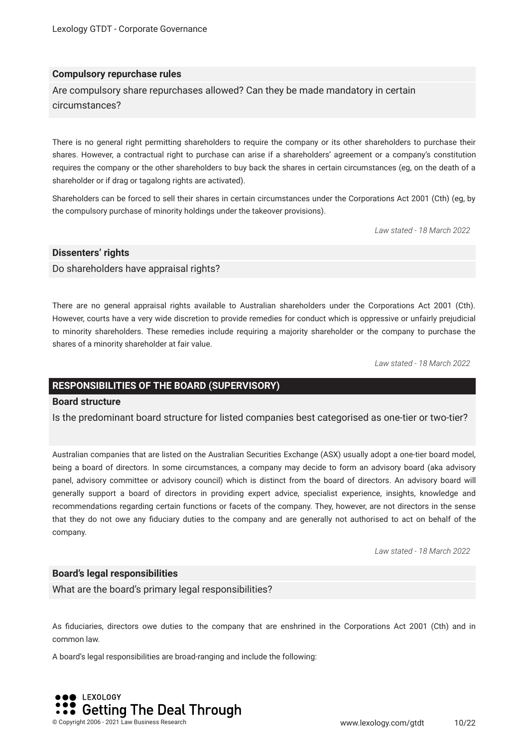### Compulsory repurchase rules

Are compulsory share repurchases allowed? Can they be made mandatory in certain circumstances?

There is no general right permitting shareholders to require the company or its other shareholders to purchase their shares. However, a contractual right to purchase can arise if a shareholders' agreement or a company's constitution requires the company or the other shareholders to buy back the shares in certain circumstances (eg, on the death of a shareholder or if drag or tagalong rights are activated).

Shareholders can be forced to sell their shares in certain circumstances under the Corporations Act 2001 (Cth) (eg, by the compulsory purchase of minority holdings under the takeover provisions).

*Law stated - 18 March 2022*

### Dissenters' rights

Do shareholders have appraisal rights?

There are no general appraisal rights available to Australian shareholders under the Corporations Act 2001 (Cth). However, courts have a very wide discretion to provide remedies for conduct which is oppressive or unfairly prejudicial to minority shareholders. These remedies include requiring a majority shareholder or the company to purchase the shares of a minority shareholder at fair value.

*Law stated - 18 March 2022*

## RESPONSIBILITIES OF THE BOARD (SUPERVISORY)

### Board structure

Is the predominant board structure for listed companies best categorised as one-tier or two-tier?

Australian companies that are listed on the Australian Securities Exchange (ASX) usually adopt a one-tier board model, being a board of directors. In some circumstances, a company may decide to form an advisory board (aka advisory panel, advisory committee or advisory council) which is distinct from the board of directors. An advisory board will generally support a board of directors in providing expert advice, specialist experience, insights, knowledge and recommendations regarding certain functions or facets of the company. They, however, are not directors in the sense that they do not owe any fiduciary duties to the company and are generally not authorised to act on behalf of the company.

*Law stated - 18 March 2022*

### Board's legal responsibilities

What are the board's primary legal responsibilities?

As fiduciaries, directors owe duties to the company that are enshrined in the Corporations Act 2001 (Cth) and in common law.

A board's legal responsibilities are broad-ranging and include the following: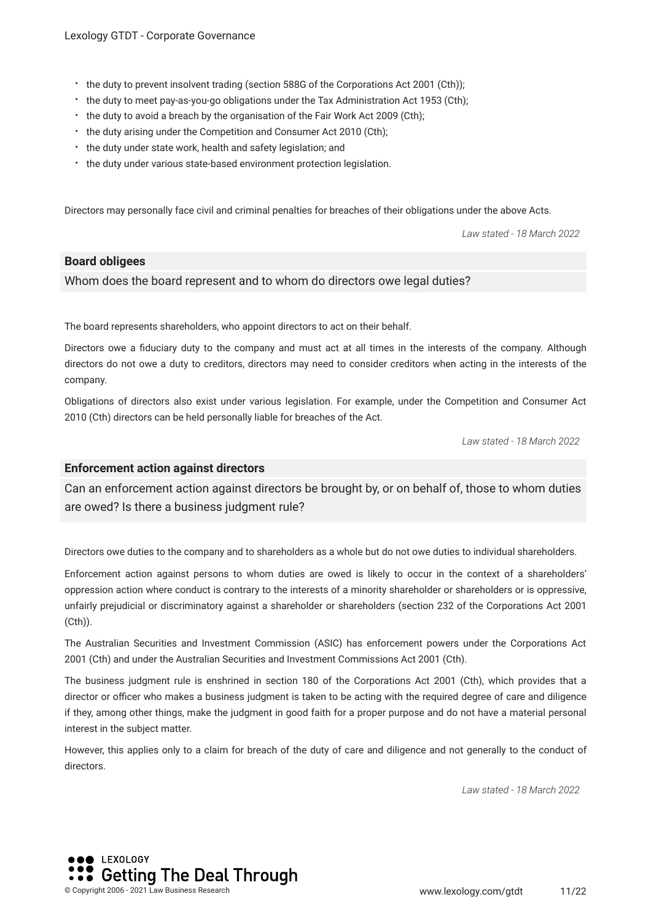- the duty to prevent insolvent trading (section 588G of the Corporations Act 2001 (Cth));
- the duty to meet pay-as-you-go obligations under the Tax Administration Act 1953 (Cth);
- the duty to avoid a breach by the organisation of the Fair Work Act 2009 (Cth);
- the duty arising under the Competition and Consumer Act 2010 (Cth);
- the duty under state work, health and safety legislation; and
- the duty under various state-based environment protection legislation.

Directors may personally face civil and criminal penalties for breaches of their obligations under the above Acts.

*Law stated - 18 March 2022*

**Board obligees**

Whom does the board represent and to whom do directors owe legal duties?

The board represents shareholders, who appoint directors to act on their behalf.

Directors owe a fiduciary duty to the company and must act at all times in the interests of the company. Although directors do not owe a duty to creditors, directors may need to consider creditors when acting in the interests of the company.

Obligations of directors also exist under various legislation. For example, under the Competition and Consumer Act 2010 (Cth) directors can be held personally liable for breaches of the Act.

*Law stated - 18 March 2022*

**Enforcement action against directors**

Can an enforcement action against directors be brought by, or on behalf of, those to whom duties are owed? Is there a business judgment rule?

Directors owe duties to the company and to shareholders as a whole but do not owe duties to individual shareholders.

Enforcement action against persons to whom duties are owed is likely to occur in the context of a shareholders' oppression action where conduct is contrary to the interests of a minority shareholder or shareholders or is oppressive, unfairly prejudicial or discriminatory against a shareholder or shareholders (section 232 of the Corporations Act 2001 (Cth)).

The Australian Securities and Investment Commission (ASIC) has enforcement powers under the Corporations Act 2001 (Cth) and under the Australian Securities and Investment Commissions Act 2001 (Cth).

The business judgment rule is enshrined in section 180 of the Corporations Act 2001 (Cth), which provides that a director or officer who makes a business judgment is taken to be acting with the required degree of care and diligence if they, among other things, make the judgment in good faith for a proper purpose and do not have a material personal interest in the subject matter.

However, this applies only to a claim for breach of the duty of care and diligence and not generally to the conduct of directors.

*Law stated - 18 March 2022*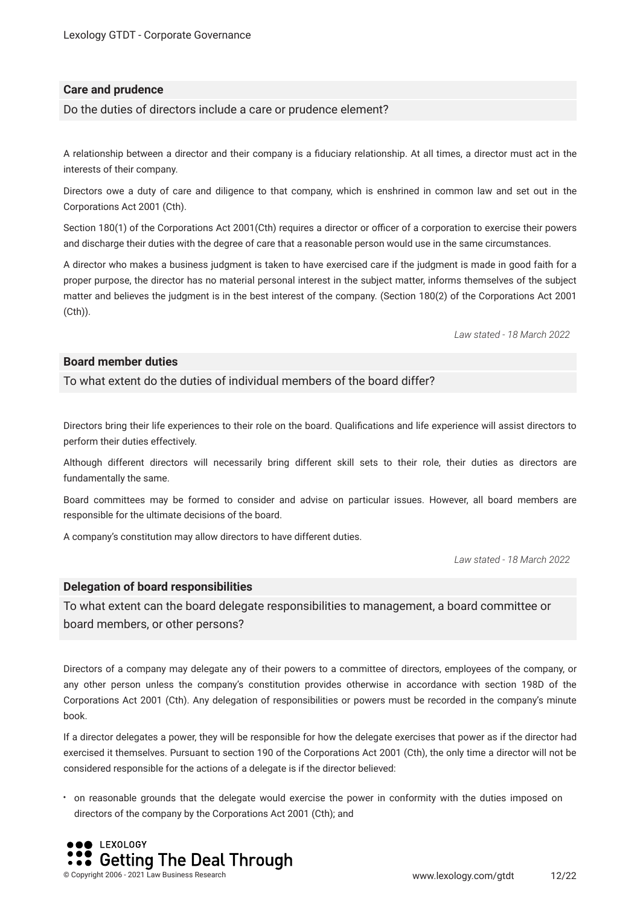### Care and prudence

Do the duties of directors include a care or prudence element?

A relationship between a director and their company is a fiduciary relationship. At all times, a director must act in the interests of their company.

Directors owe a duty of care and diligence to that company, which is enshrined in common law and set out in the Corporations Act 2001 (Cth).

Section 180(1) of the Corporations Act 2001(Cth) requires a director or officer of a corporation to exercise their powers and discharge their duties with the degree of care that a reasonable person would use in the same circumstances.

A director who makes a business judgment is taken to have exercised care if the judgment is made in good faith for a proper purpose, the director has no material personal interest in the subject matter, informs themselves of the subject matter and believes the judgment is in the best interest of the company. (Section 180(2) of the Corporations Act 2001 (Cth)).

*Law stated - 18 March 2022*

### Board member duties

To what extent do the duties of individual members of the board differ?

Directors bring their life experiences to their role on the board. Qualifications and life experience will assist directors to perform their duties effectively.

Although different directors will necessarily bring different skill sets to their role, their duties as directors are fundamentally the same.

Board committees may be formed to consider and advise on particular issues. However, all board members are responsible for the ultimate decisions of the board.

A company's constitution may allow directors to have different duties.

*Law stated - 18 March 2022*

### Delegation of board responsibilities

To what extent can the board delegate responsibilities to management, a board committee or board members, or other persons?

Directors of a company may delegate any of their powers to a committee of directors, employees of the company, or any other person unless the company's constitution provides otherwise in accordance with section 198D of the Corporations Act 2001 (Cth). Any delegation of responsibilities or powers must be recorded in the company's minute book.

If a director delegates a power, they will be responsible for how the delegate exercises that power as if the director had exercised it themselves. Pursuant to section 190 of the Corporations Act 2001 (Cth), the only time a director will not be considered responsible for the actions of a delegate is if the director believed:

- on reasonable grounds that the delegate would exercise the power in conformity with the duties imposed on directors of the company by the Corporations Act 2001 (Cth); and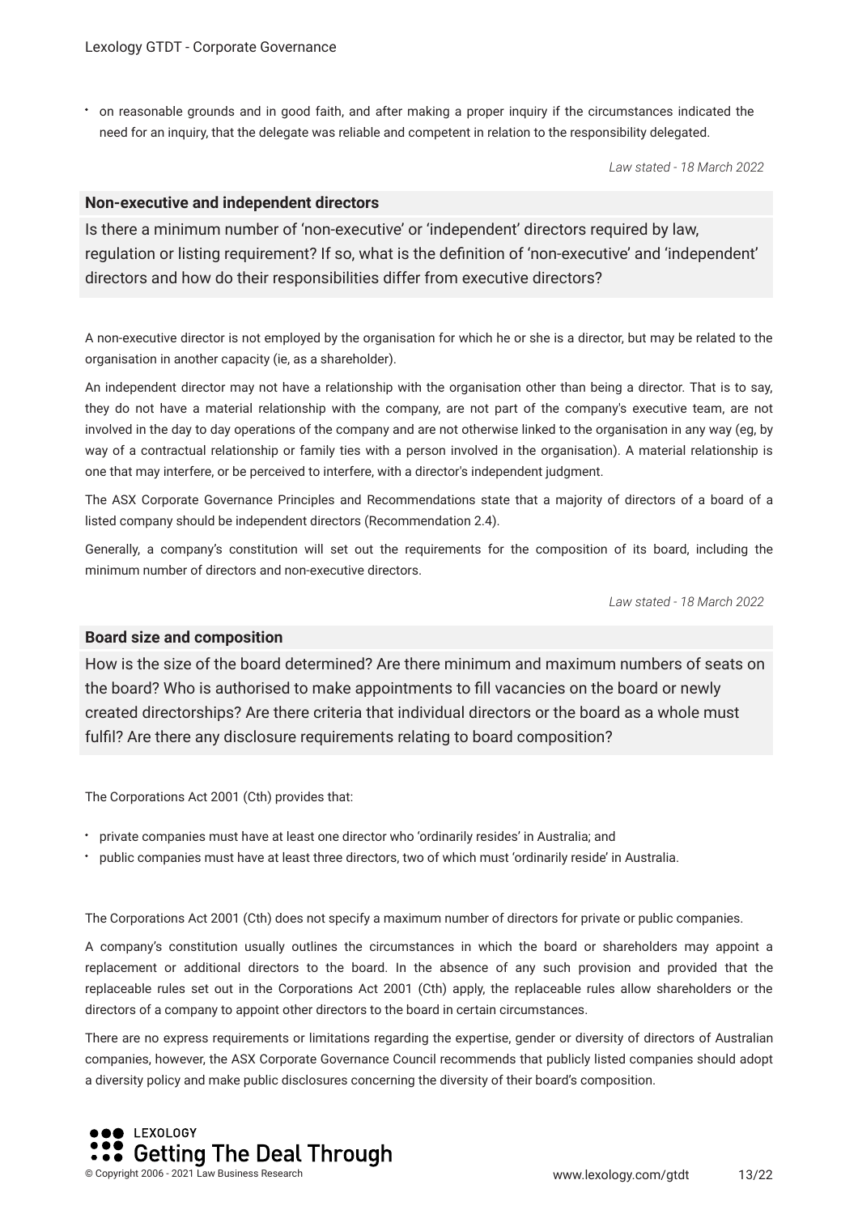- on reasonable grounds and in good faith, and after making a proper inquiry if the circumstances indicated the need for an inquiry, that the delegate was reliable and competent in relation to the responsibility delegated.

*Law stated - 18 March 2022*

### Non-executive and independent directors

**Is there a minimum number of 'non-executive' or 'independent' directors required by law, regulation or listing requirement? If so, what is the definition of 'non-executive' and 'independent' directors and how do their responsibilities differ from executive directors?**

A non-executive director is not employed by the organisation for which he or she is a director, but may be related to the organisation in another capacity (ie, as a shareholder).

An independent director may not have a relationship with the organisation other than being a director. That is to say, they do not have a material relationship with the company, are not part of the company's executive team, are not involved in the day to day operations of the company and are not otherwise linked to the organisation in any way (eg, by way of a contractual relationship or family ties with a person involved in the organisation). A material relationship is one that may interfere, or be perceived to interfere, with a director's independent judgment.

The ASX Corporate Governance Principles and Recommendations state that a majority of directors of a board of a listed company should be independent directors (Recommendation 2.4).

Generally, a company's constitution will set out the requirements for the composition of its board, including the minimum number of directors and non-executive directors.

*Law stated - 18 March 2022*

### Board size and composition

**How is the size of the board determined? Are there minimum and maximum numbers of seats on the board? Who is authorised to make appointments to fill vacancies on the board or newly created directorships? Are there criteria that individual directors or the board as a whole must fulfil? Are there any disclosure requirements relating to board composition?**

The Corporations Act 2001 (Cth) provides that:

- private companies must have at least one director who 'ordinarily resides' in Australia; and
- public companies must have at least three directors, two of which must 'ordinarily reside' in Australia.

The Corporations Act 2001 (Cth) does not specify a maximum number of directors for private or public companies.

A company's constitution usually outlines the circumstances in which the board or shareholders may appoint a replacement or additional directors to the board. In the absence of any such provision and provided that the replaceable rules set out in the Corporations Act 2001 (Cth) apply, the replaceable rules allow shareholders or the directors of a company to appoint other directors to the board in certain circumstances.

There are no express requirements or limitations regarding the expertise, gender or diversity of directors of Australian companies, however, the ASX Corporate Governance Council recommends that publicly listed companies should adopt a diversity policy and make public disclosures concerning the diversity of their board's composition.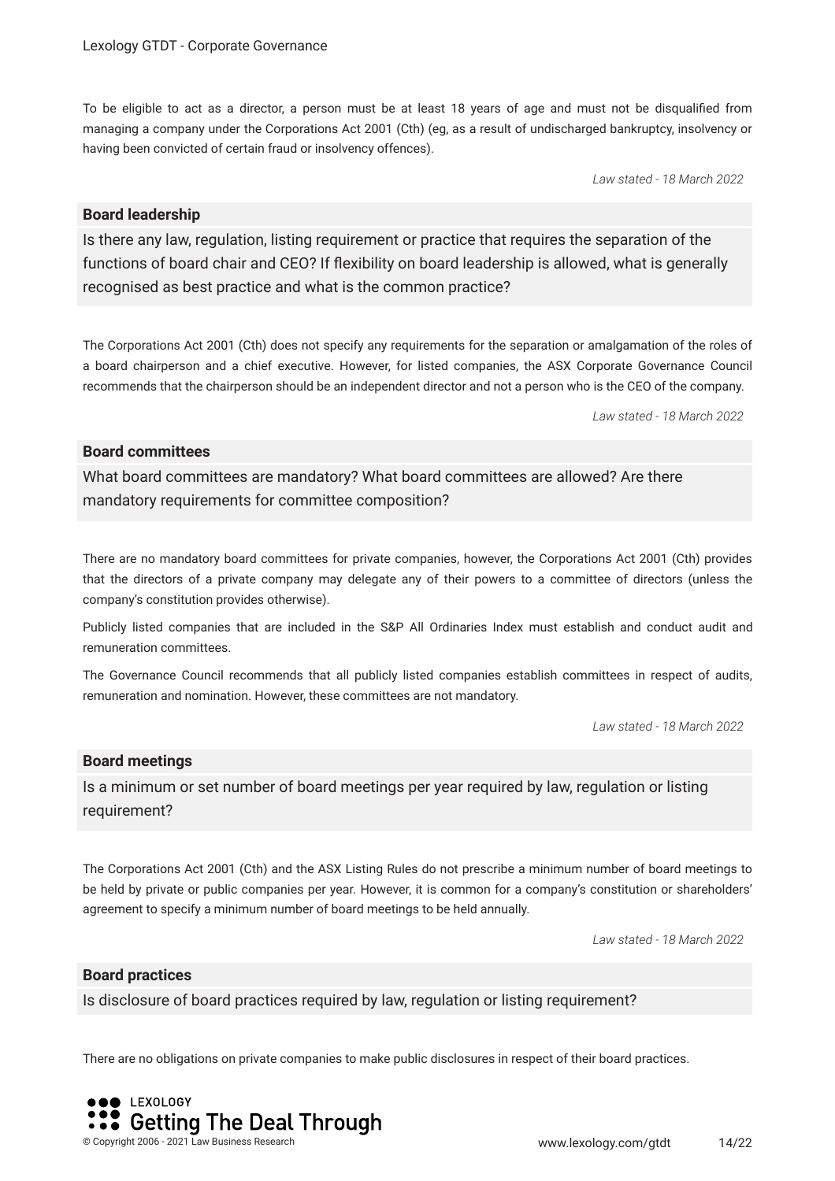To be eligible to act as a director, a person must be at least 18 years of age and must not be disqualified from managing a company under the Corporations Act 2001 (Cth) (eg, as a result of undischarged bankruptcy, insolvency or having been convicted of certain fraud or insolvency offences).

*Law stated - 18 March 2022*

**Board leadership**

Is there any law, regulation, listing requirement or practice that requires the separation of the functions of board chair and CEO? If flexibility on board leadership is allowed, what is generally recognised as best practice and what is the common practice?

The Corporations Act 2001 (Cth) does not specify any requirements for the separation or amalgamation of the roles of a board chairperson and a chief executive. However, for listed companies, the ASX Corporate Governance Council recommends that the chairperson should be an independent director and not a person who is the CEO of the company.

*Law stated - 18 March 2022*

**Board committees**

What board committees are mandatory? What board committees are allowed? Are there mandatory requirements for committee composition?

There are no mandatory board committees for private companies, however, the Corporations Act 2001 (Cth) provides that the directors of a private company may delegate any of their powers to a committee of directors (unless the company's constitution provides otherwise).

Publicly listed companies that are included in the S&P All Ordinaries Index must establish and conduct audit and remuneration committees.

The Governance Council recommends that all publicly listed companies establish committees in respect of audits, remuneration and nomination. However, these committees are not mandatory.

*Law stated - 18 March 2022*

**Board meetings**

Is a minimum or set number of board meetings per year required by law, regulation or listing requirement?

The Corporations Act 2001 (Cth) and the ASX Listing Rules do not prescribe a minimum number of board meetings to be held by private or public companies per year. However, it is common for a company's constitution or shareholders' agreement to specify a minimum number of board meetings to be held annually.

*Law stated - 18 March 2022*

**Board practices**

Is disclosure of board practices required by law, regulation or listing requirement?

There are no obligations on private companies to make public disclosures in respect of their board practices.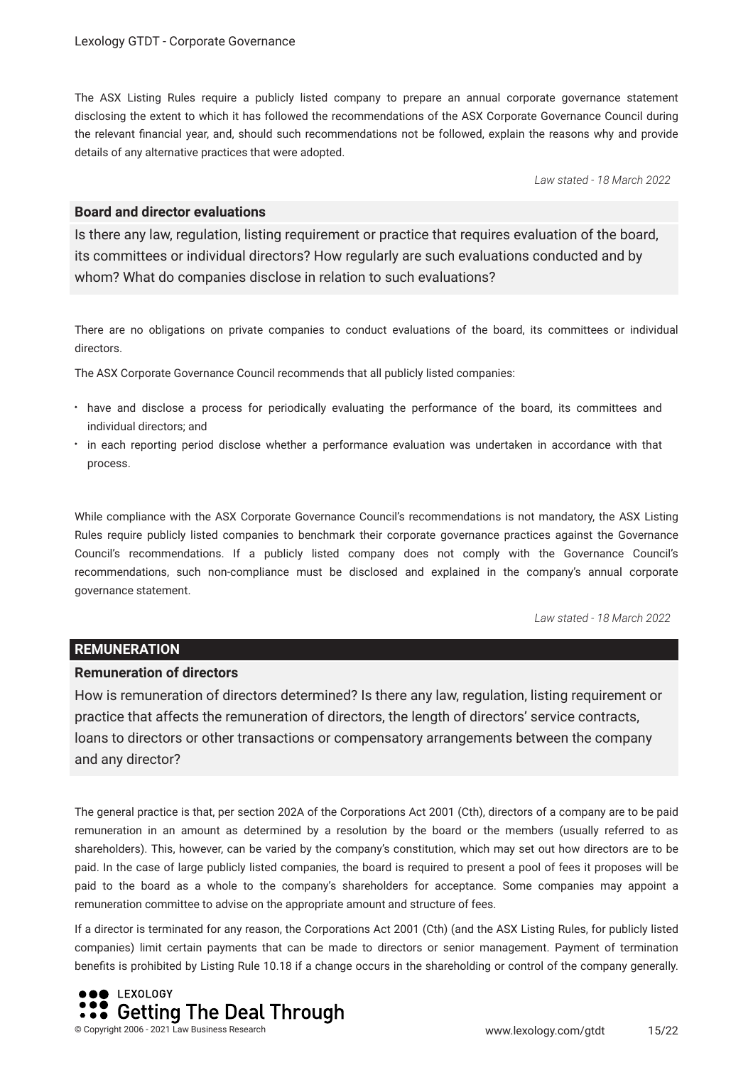The ASX Listing Rules require a publicly listed company to prepare an annual corporate governance statement disclosing the extent to which it has followed the recommendations of the ASX Corporate Governance Council during the relevant financial year, and, should such recommendations not be followed, explain the reasons why and provide details of any alternative practices that were adopted.

*Law stated - 18 March 2022*

### Board and director evaluations

Is there any law, regulation, listing requirement or practice that requires evaluation of the board, its committees or individual directors? How regularly are such evaluations conducted and by whom? What do companies disclose in relation to such evaluations?

There are no obligations on private companies to conduct evaluations of the board, its committees or individual directors.

The ASX Corporate Governance Council recommends that all publicly listed companies:

- have and disclose a process for periodically evaluating the performance of the board, its committees and individual directors; and
- in each reporting period disclose whether a performance evaluation was undertaken in accordance with that process.

While compliance with the ASX Corporate Governance Council's recommendations is not mandatory, the ASX Listing Rules require publicly listed companies to benchmark their corporate governance practices against the Governance Council's recommendations. If a publicly listed company does not comply with the Governance Council's recommendations, such non-compliance must be disclosed and explained in the company's annual corporate governance statement.

*Law stated - 18 March 2022*

## REMUNERATION

### Remuneration of directors

How is remuneration of directors determined? Is there any law, regulation, listing requirement or practice that affects the remuneration of directors, the length of directors' service contracts, loans to directors or other transactions or compensatory arrangements between the company and any director?

The general practice is that, per section 202A of the Corporations Act 2001 (Cth), directors of a company are to be paid remuneration in an amount as determined by a resolution by the board or the members (usually referred to as shareholders). This, however, can be varied by the company's constitution, which may set out how directors are to be paid. In the case of large publicly listed companies, the board is required to present a pool of fees it proposes will be paid to the board as a whole to the company's shareholders for acceptance. Some companies may appoint a remuneration committee to advise on the appropriate amount and structure of fees.

If a director is terminated for any reason, the Corporations Act 2001 (Cth) (and the ASX Listing Rules, for publicly listed companies) limit certain payments that can be made to directors or senior management. Payment of termination benefits is prohibited by Listing Rule 10.18 if a change occurs in the shareholding or control of the company generally.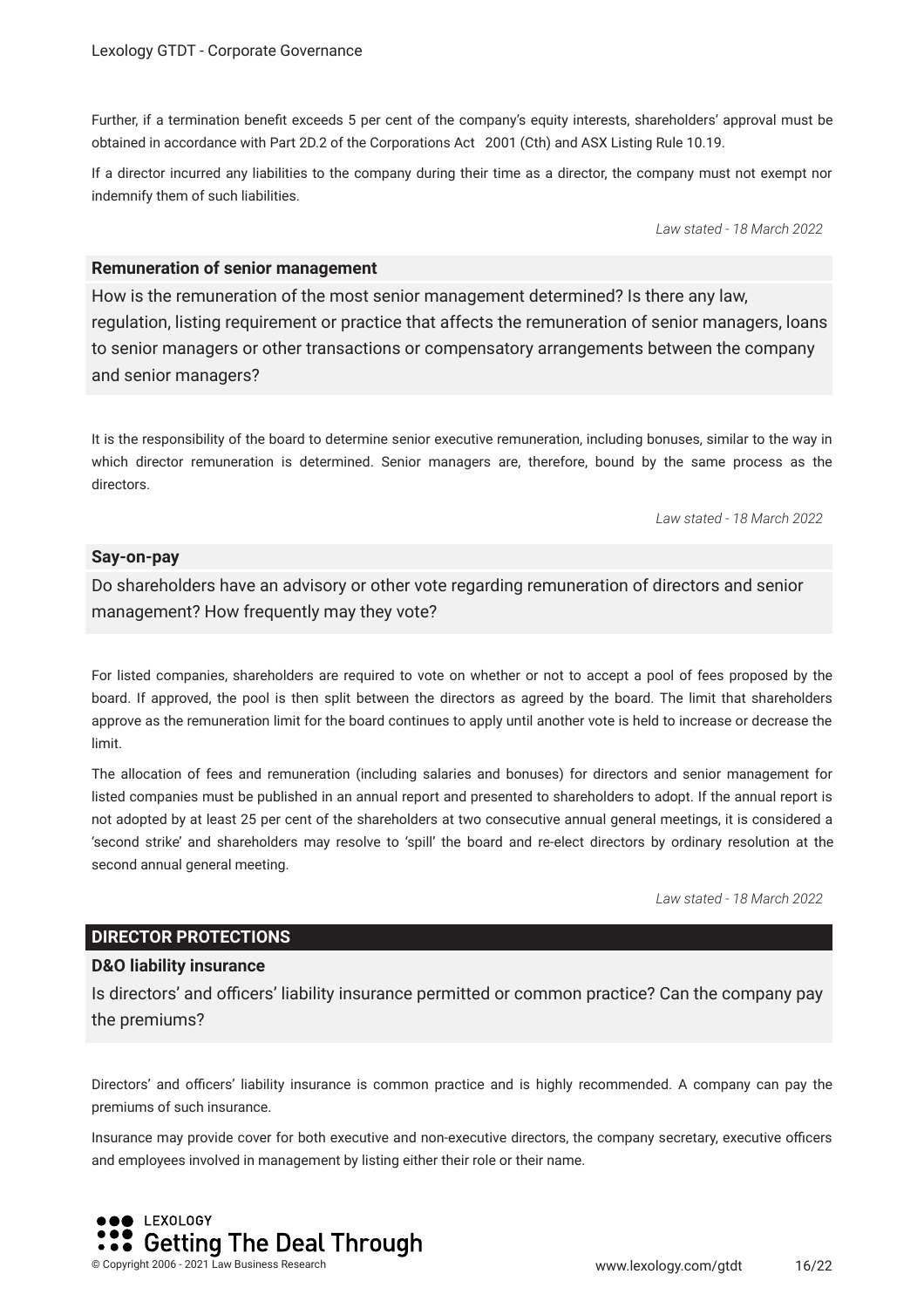Further, if a termination benefit exceeds 5 per cent of the company's equity interests, shareholders' approval must be obtained in accordance with Part 2D.2 of the Corporations Act 2001 (Cth) and ASX Listing Rule 10.19.

If a director incurred any liabilities to the company during their time as a director, the company must not exempt nor indemnify them of such liabilities.

*Law stated - 18 March 2022*

### Remuneration of senior management

How is the remuneration of the most senior management determined? Is there any law, regulation, listing requirement or practice that affects the remuneration of senior managers, loans to senior managers or other transactions or compensatory arrangements between the company and senior managers?

It is the responsibility of the board to determine senior executive remuneration, including bonuses, similar to the way in which director remuneration is determined. Senior managers are, therefore, bound by the same process as the directors.

*Law stated - 18 March 2022*

### Say-on-pay

Do shareholders have an advisory or other vote regarding remuneration of directors and senior management? How frequently may they vote?

For listed companies, shareholders are required to vote on whether or not to accept a pool of fees proposed by the board. If approved, the pool is then split between the directors as agreed by the board. The limit that shareholders approve as the remuneration limit for the board continues to apply until another vote is held to increase or decrease the limit.

The allocation of fees and remuneration (including salaries and bonuses) for directors and senior management for listed companies must be published in an annual report and presented to shareholders to adopt. If the annual report is not adopted by at least 25 per cent of the shareholders at two consecutive annual general meetings, it is considered a 'second strike' and shareholders may resolve to 'spill' the board and re-elect directors by ordinary resolution at the second annual general meeting.

*Law stated - 18 March 2022*

## DIRECTOR PROTECTIONS

### D&O liability insurance

Is directors' and officers' liability insurance permitted or common practice? Can the company pay the premiums?

Directors' and officers' liability insurance is common practice and is highly recommended. A company can pay the premiums of such insurance.

Insurance may provide cover for both executive and non-executive directors, the company secretary, executive officers and employees involved in management by listing either their role or their name.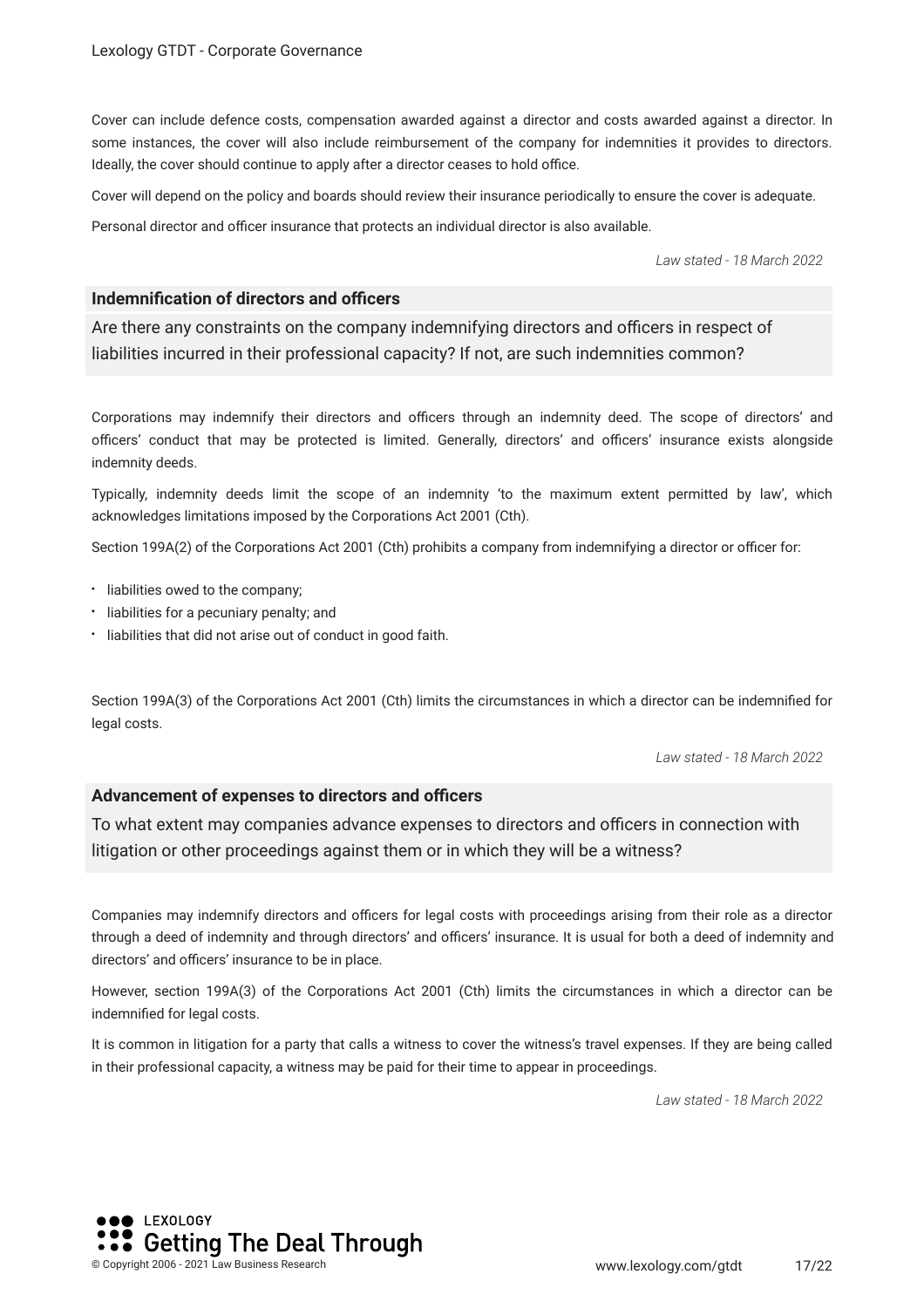Cover can include defence costs, compensation awarded against a director and costs awarded against a director. In some instances, the cover will also include reimbursement of the company for indemnities it provides to directors. Ideally, the cover should continue to apply after a director ceases to hold office.

Cover will depend on the policy and boards should review their insurance periodically to ensure the cover is adequate.

Personal director and officer insurance that protects an individual director is also available.

*Law stated - 18 March 2022*

### Indemnification of directors and officers

Are there any constraints on the company indemnifying directors and officers in respect of liabilities incurred in their professional capacity? If not, are such indemnities common?

Corporations may indemnify their directors and officers through an indemnity deed. The scope of directors' and officers' conduct that may be protected is limited. Generally, directors' and officers' insurance exists alongside indemnity deeds.

Typically, indemnity deeds limit the scope of an indemnity 'to the maximum extent permitted by law', which acknowledges limitations imposed by the Corporations Act 2001 (Cth).

Section 199A(2) of the Corporations Act 2001 (Cth) prohibits a company from indemnifying a director or officer for:

- liabilities owed to the company;
- liabilities for a pecuniary penalty; and
- liabilities that did not arise out of conduct in good faith.

Section 199A(3) of the Corporations Act 2001 (Cth) limits the circumstances in which a director can be indemnified for legal costs.

*Law stated - 18 March 2022*

### Advancement of expenses to directors and officers

To what extent may companies advance expenses to directors and officers in connection with litigation or other proceedings against them or in which they will be a witness?

Companies may indemnify directors and officers for legal costs with proceedings arising from their role as a director through a deed of indemnity and through directors' and officers' insurance. It is usual for both a deed of indemnity and directors' and officers' insurance to be in place.

However, section 199A(3) of the Corporations Act 2001 (Cth) limits the circumstances in which a director can be indemnified for legal costs.

It is common in litigation for a party that calls a witness to cover the witness's travel expenses. If they are being called in their professional capacity, a witness may be paid for their time to appear in proceedings.

*Law stated - 18 March 2022*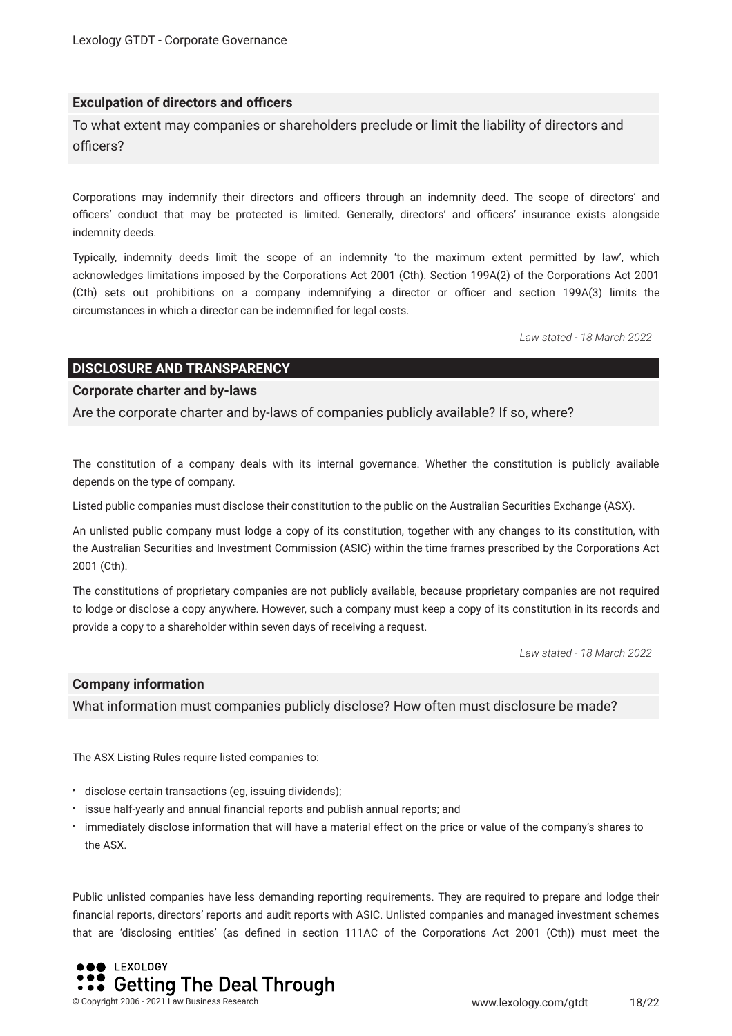### Exculpation of directors and officers

To what extent may companies or shareholders preclude or limit the liability of directors and officers?

Corporations may indemnify their directors and officers through an indemnity deed. The scope of directors' and officers' conduct that may be protected is limited. Generally, directors' and officers' insurance exists alongside indemnity deeds.

Typically, indemnity deeds limit the scope of an indemnity 'to the maximum extent permitted by law', which acknowledges limitations imposed by the Corporations Act 2001 (Cth). Section 199A(2) of the Corporations Act 2001 (Cth) sets out prohibitions on a company indemnifying a director or officer and section 199A(3) limits the circumstances in which a director can be indemnified for legal costs.

*Law stated - 18 March 2022*

## DISCLOSURE AND TRANSPARENCY

### Corporate charter and by-laws

Are the corporate charter and by-laws of companies publicly available? If so, where?

The constitution of a company deals with its internal governance. Whether the constitution is publicly available depends on the type of company.

Listed public companies must disclose their constitution to the public on the Australian Securities Exchange (ASX).

An unlisted public company must lodge a copy of its constitution, together with any changes to its constitution, with the Australian Securities and Investment Commission (ASIC) within the time frames prescribed by the Corporations Act 2001 (Cth).

The constitutions of proprietary companies are not publicly available, because proprietary companies are not required to lodge or disclose a copy anywhere. However, such a company must keep a copy of its constitution in its records and provide a copy to a shareholder within seven days of receiving a request.

*Law stated - 18 March 2022*

### Company information

What information must companies publicly disclose? How often must disclosure be made?

The ASX Listing Rules require listed companies to:

- disclose certain transactions (eg, issuing dividends);
- issue half-yearly and annual financial reports and publish annual reports; and
- immediately disclose information that will have a material effect on the price or value of the company's shares to the ASX.

Public unlisted companies have less demanding reporting requirements. They are required to prepare and lodge their financial reports, directors' reports and audit reports with ASIC. Unlisted companies and managed investment schemes that are 'disclosing entities' (as defined in section 111AC of the Corporations Act 2001 (Cth)) must meet the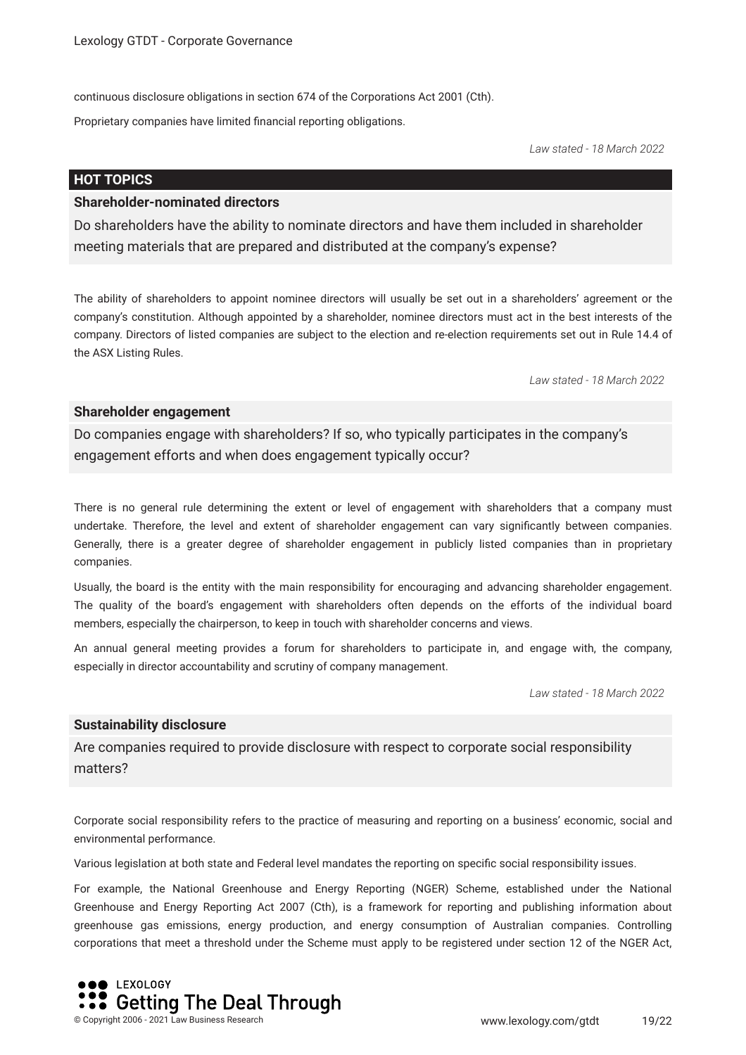continuous disclosure obligations in section 674 of the Corporations Act 2001 (Cth).

Proprietary companies have limited financial reporting obligations.

*Law stated - 18 March 2022*

## HOT TOPICS

### Shareholder-nominated directors

Do shareholders have the ability to nominate directors and have them included in shareholder meeting materials that are prepared and distributed at the company's expense?

The ability of shareholders to appoint nominee directors will usually be set out in a shareholders' agreement or the company's constitution. Although appointed by a shareholder, nominee directors must act in the best interests of the company. Directors of listed companies are subject to the election and re-election requirements set out in Rule 14.4 of the ASX Listing Rules.

*Law stated - 18 March 2022*

### Shareholder engagement

Do companies engage with shareholders? If so, who typically participates in the company's engagement efforts and when does engagement typically occur?

There is no general rule determining the extent or level of engagement with shareholders that a company must undertake. Therefore, the level and extent of shareholder engagement can vary significantly between companies. Generally, there is a greater degree of shareholder engagement in publicly listed companies than in proprietary companies.

Usually, the board is the entity with the main responsibility for encouraging and advancing shareholder engagement. The quality of the board's engagement with shareholders often depends on the efforts of the individual board members, especially the chairperson, to keep in touch with shareholder concerns and views.

An annual general meeting provides a forum for shareholders to participate in, and engage with, the company, especially in director accountability and scrutiny of company management.

*Law stated - 18 March 2022*

### Sustainability disclosure

Are companies required to provide disclosure with respect to corporate social responsibility matters?

Corporate social responsibility refers to the practice of measuring and reporting on a business' economic, social and environmental performance.

Various legislation at both state and Federal level mandates the reporting on specific social responsibility issues.

For example, the National Greenhouse and Energy Reporting (NGER) Scheme, established under the National Greenhouse and Energy Reporting Act 2007 (Cth), is a framework for reporting and publishing information about greenhouse gas emissions, energy production, and energy consumption of Australian companies. Controlling corporations that meet a threshold under the Scheme must apply to be registered under section 12 of the NGER Act,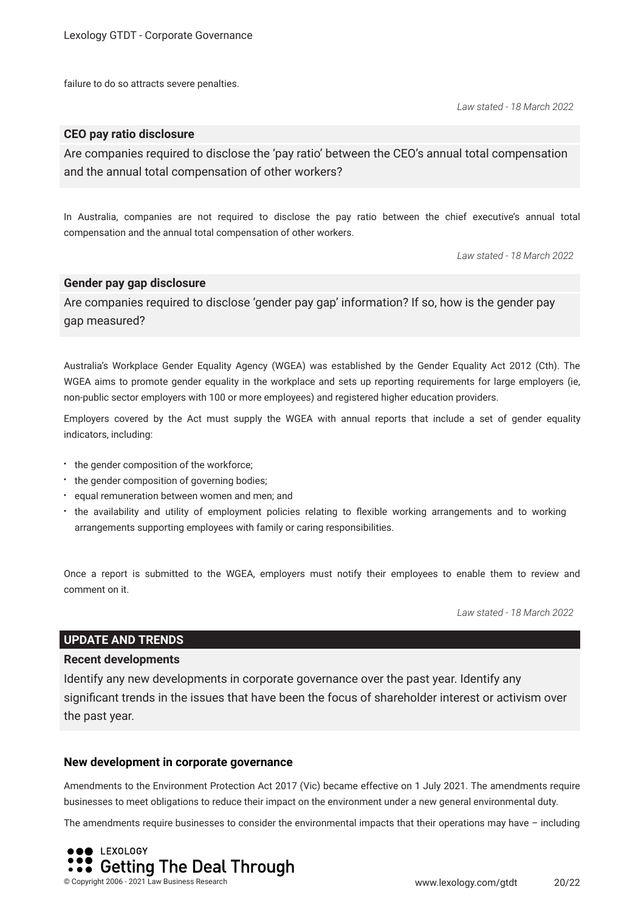failure to do so attracts severe penalties.

*Law stated - 18 March 2022*

### CEO pay ratio disclosure

Are companies required to disclose the 'pay ratio' between the CEO's annual total compensation and the annual total compensation of other workers?

In Australia, companies are not required to disclose the pay ratio between the chief executive's annual total compensation and the annual total compensation of other workers.

*Law stated - 18 March 2022*

### Gender pay gap disclosure

Are companies required to disclose 'gender pay gap' information? If so, how is the gender pay gap measured?

Australia's Workplace Gender Equality Agency (WGEA) was established by the Gender Equality Act 2012 (Cth). The WGEA aims to promote gender equality in the workplace and sets up reporting requirements for large employers (ie, non-public sector employers with 100 or more employees) and registered higher education providers.

Employers covered by the Act must supply the WGEA with annual reports that include a set of gender equality indicators, including:

- the gender composition of the workforce;
- the gender composition of governing bodies;
- equal remuneration between women and men; and
- the availability and utility of employment policies relating to flexible working arrangements and to working arrangements supporting employees with family or caring responsibilities.

Once a report is submitted to the WGEA, employers must notify their employees to enable them to review and comment on it.

*Law stated - 18 March 2022*

## UPDATE AND TRENDS

### Recent developments

Identify any new developments in corporate governance over the past year. Identify any significant trends in the issues that have been the focus of shareholder interest or activism over the past year.

**New development in corporate governance**

Amendments to the Environment Protection Act 2017 (Vic) became effective on 1 July 2021. The amendments require businesses to meet obligations to reduce their impact on the environment under a new general environmental duty.

The amendments require businesses to consider the environmental impacts that their operations may have – including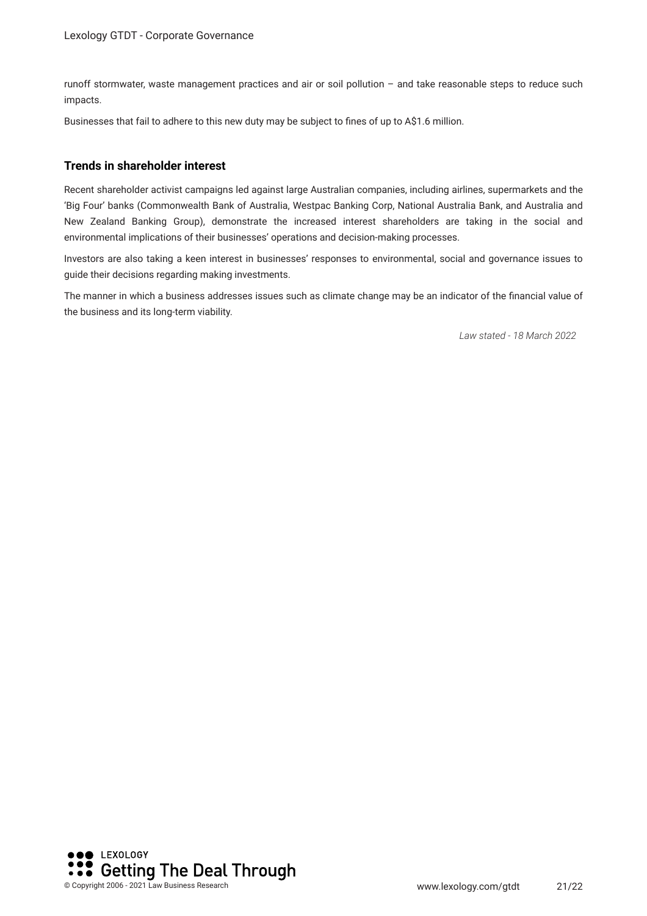runoff stormwater, waste management practices and air or soil pollution – and take reasonable steps to reduce such impacts.

Businesses that fail to adhere to this new duty may be subject to fines of up to A$1.6 million.

### Trends in shareholder interest

Recent shareholder activist campaigns led against large Australian companies, including airlines, supermarkets and the 'Big Four' banks (Commonwealth Bank of Australia, Westpac Banking Corp, National Australia Bank, and Australia and New Zealand Banking Group), demonstrate the increased interest shareholders are taking in the social and environmental implications of their businesses' operations and decision-making processes.

Investors are also taking a keen interest in businesses' responses to environmental, social and governance issues to guide their decisions regarding making investments.

The manner in which a business addresses issues such as climate change may be an indicator of the financial value of the business and its long-term viability.

*Law stated - 18 March 2022*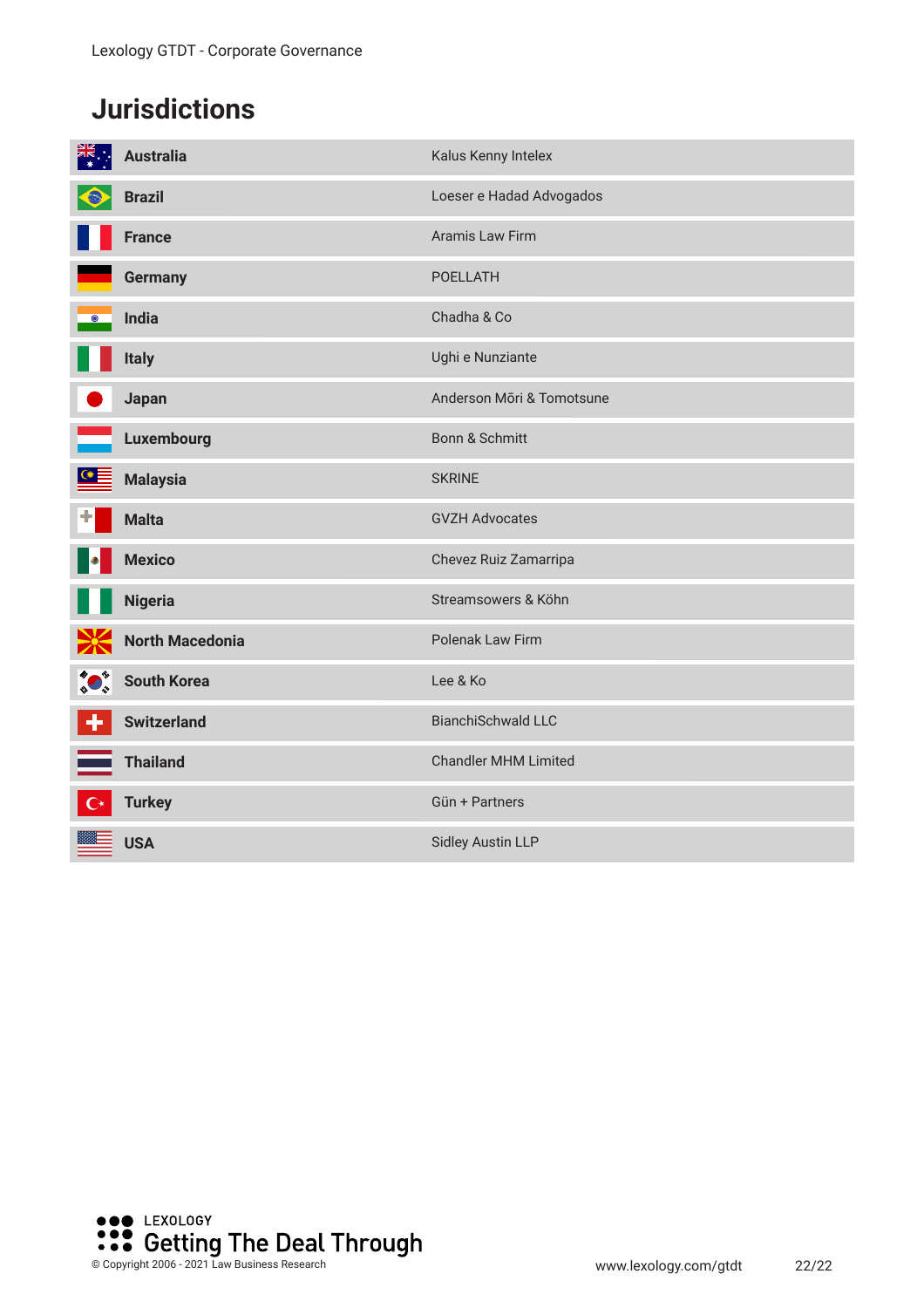# Jurisdictions

| | |
|---|---|
| **Australia** | Kalus Kenny Intelex |
| **Brazil** | Loeser e Hadad Advogados |
| **France** | Aramis Law Firm |
| **Germany** | POELLATH |
| **India** | Chadha & Co |
| **Italy** | Ughi e Nunziante |
| **Japan** | Anderson Mōri & Tomotsune |
| **Luxembourg** | Bonn & Schmitt |
| **Malaysia** | SKRINE |
| **Malta** | GVZH Advocates |
| **Mexico** | Chevez Ruiz Zamarripa |
| **Nigeria** | Streamsowers & Köhn |
| **North Macedonia** | Polenak Law Firm |
| **South Korea** | Lee & Ko |
| **Switzerland** | BianchiSchwald LLC |
| **Thailand** | Chandler MHM Limited |
| **Turkey** | Gün + Partners |
| **USA** | Sidley Austin LLP |